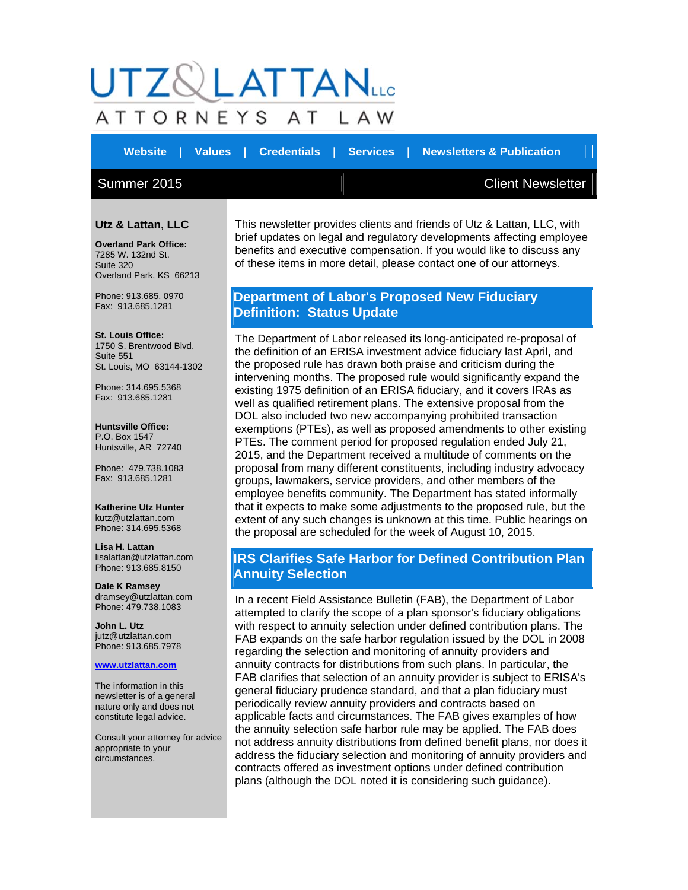# UTZ & LATTAN LLC

ATTORNEYS AT LAW

Website | Values | Credentials | Services | Newsletters & Publication

Summer 2015 — Client Newsletter

This newsletter provides clients and friends of Utz & Lattan, LLC, with brief updates on legal and regulatory developments affecting employee benefits and executive compensation. If you would like to discuss any of these items in more detail, please contact one of our attorneys.

## Department of Labor's Proposed New Fiduciary Definition: Status Update

The Department of Labor released its long-anticipated re-proposal of the definition of an ERISA investment advice fiduciary last April, and the proposed rule has drawn both praise and criticism during the intervening months. The proposed rule would significantly expand the existing 1975 definition of an ERISA fiduciary, and it covers IRAs as well as qualified retirement plans. The extensive proposal from the DOL also included two new accompanying prohibited transaction exemptions (PTEs), as well as proposed amendments to other existing PTEs. The comment period for proposed regulation ended July 21, 2015, and the Department received a multitude of comments on the proposal from many different constituents, including industry advocacy groups, lawmakers, service providers, and other members of the employee benefits community. The Department has stated informally that it expects to make some adjustments to the proposed rule, but the extent of any such changes is unknown at this time. Public hearings on the proposal are scheduled for the week of August 10, 2015.

## IRS Clarifies Safe Harbor for Defined Contribution Plan Annuity Selection

In a recent Field Assistance Bulletin (FAB), the Department of Labor attempted to clarify the scope of a plan sponsor's fiduciary obligations with respect to annuity selection under defined contribution plans. The FAB expands on the safe harbor regulation issued by the DOL in 2008 regarding the selection and monitoring of annuity providers and annuity contracts for distributions from such plans. In particular, the FAB clarifies that selection of an annuity provider is subject to ERISA's general fiduciary prudence standard, and that a plan fiduciary must periodically review annuity providers and contracts based on applicable facts and circumstances. The FAB gives examples of how the annuity selection safe harbor rule may be applied. The FAB does not address annuity distributions from defined benefit plans, nor does it address the fiduciary selection and monitoring of annuity providers and contracts offered as investment options under defined contribution plans (although the DOL noted it is considering such guidance).

---

### Utz & Lattan, LLC

**Overland Park Office:**
7285 W. 132nd St.
Suite 320
Overland Park, KS 66213

Phone: 913.685. 0970
Fax: 913.685.1281

**St. Louis Office:**
1750 S. Brentwood Blvd.
Suite 551
St. Louis, MO 63144-1302

Phone: 314.695.5368
Fax: 913.685.1281

**Huntsville Office:**
P.O. Box 1547
Huntsville, AR 72740

Phone: 479.738.1083
Fax: 913.685.1281

**Katherine Utz Hunter**
kutz@utzlattan.com
Phone: 314.695.5368

**Lisa H. Lattan**
lisalattan@utzlattan.com
Phone: 913.685.8150

**Dale K Ramsey**
dramsey@utzlattan.com
Phone: 479.738.1083

**John L. Utz**
jutz@utzlattan.com
Phone: 913.685.7978

**www.utzlattan.com**

The information in this newsletter is of a general nature only and does not constitute legal advice.

Consult your attorney for advice appropriate to your circumstances.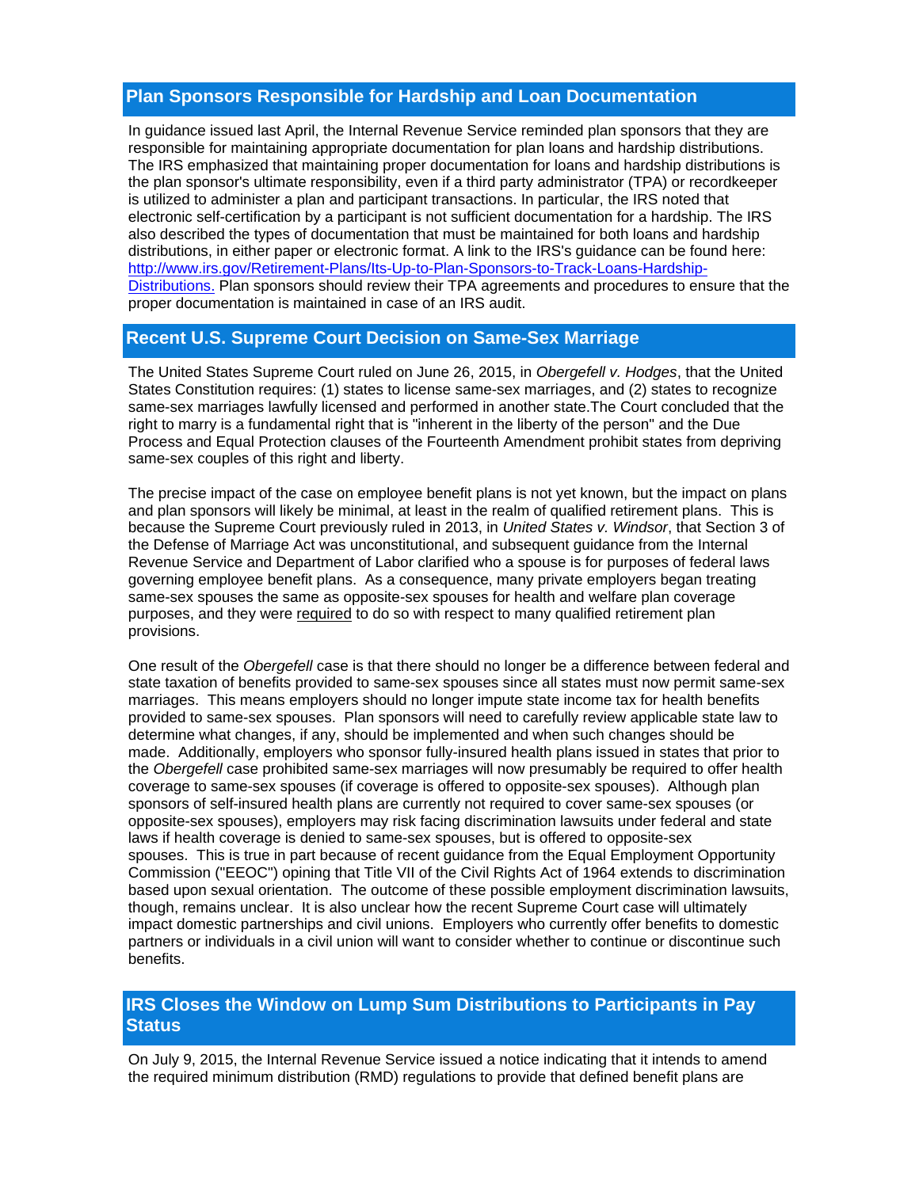## Plan Sponsors Responsible for Hardship and Loan Documentation

In guidance issued last April, the Internal Revenue Service reminded plan sponsors that they are responsible for maintaining appropriate documentation for plan loans and hardship distributions. The IRS emphasized that maintaining proper documentation for loans and hardship distributions is the plan sponsor's ultimate responsibility, even if a third party administrator (TPA) or recordkeeper is utilized to administer a plan and participant transactions. In particular, the IRS noted that electronic self-certification by a participant is not sufficient documentation for a hardship. The IRS also described the types of documentation that must be maintained for both loans and hardship distributions, in either paper or electronic format. A link to the IRS's guidance can be found here: [http://www.irs.gov/Retirement-Plans/Its-Up-to-Plan-Sponsors-to-Track-Loans-Hardship-Distributions.](http://www.irs.gov/Retirement-Plans/Its-Up-to-Plan-Sponsors-to-Track-Loans-Hardship-Distributions) Plan sponsors should review their TPA agreements and procedures to ensure that the proper documentation is maintained in case of an IRS audit.

## Recent U.S. Supreme Court Decision on Same-Sex Marriage

The United States Supreme Court ruled on June 26, 2015, in *Obergefell v. Hodges*, that the United States Constitution requires: (1) states to license same-sex marriages, and (2) states to recognize same-sex marriages lawfully licensed and performed in another state.The Court concluded that the right to marry is a fundamental right that is "inherent in the liberty of the person" and the Due Process and Equal Protection clauses of the Fourteenth Amendment prohibit states from depriving same-sex couples of this right and liberty.

The precise impact of the case on employee benefit plans is not yet known, but the impact on plans and plan sponsors will likely be minimal, at least in the realm of qualified retirement plans. This is because the Supreme Court previously ruled in 2013, in *United States v. Windsor*, that Section 3 of the Defense of Marriage Act was unconstitutional, and subsequent guidance from the Internal Revenue Service and Department of Labor clarified who a spouse is for purposes of federal laws governing employee benefit plans. As a consequence, many private employers began treating same-sex spouses the same as opposite-sex spouses for health and welfare plan coverage purposes, and they were required to do so with respect to many qualified retirement plan provisions.

One result of the *Obergefell* case is that there should no longer be a difference between federal and state taxation of benefits provided to same-sex spouses since all states must now permit same-sex marriages. This means employers should no longer impute state income tax for health benefits provided to same-sex spouses. Plan sponsors will need to carefully review applicable state law to determine what changes, if any, should be implemented and when such changes should be made. Additionally, employers who sponsor fully-insured health plans issued in states that prior to the *Obergefell* case prohibited same-sex marriages will now presumably be required to offer health coverage to same-sex spouses (if coverage is offered to opposite-sex spouses). Although plan sponsors of self-insured health plans are currently not required to cover same-sex spouses (or opposite-sex spouses), employers may risk facing discrimination lawsuits under federal and state laws if health coverage is denied to same-sex spouses, but is offered to opposite-sex spouses. This is true in part because of recent guidance from the Equal Employment Opportunity Commission ("EEOC") opining that Title VII of the Civil Rights Act of 1964 extends to discrimination based upon sexual orientation. The outcome of these possible employment discrimination lawsuits, though, remains unclear. It is also unclear how the recent Supreme Court case will ultimately impact domestic partnerships and civil unions. Employers who currently offer benefits to domestic partners or individuals in a civil union will want to consider whether to continue or discontinue such benefits.

## IRS Closes the Window on Lump Sum Distributions to Participants in Pay Status

On July 9, 2015, the Internal Revenue Service issued a notice indicating that it intends to amend the required minimum distribution (RMD) regulations to provide that defined benefit plans are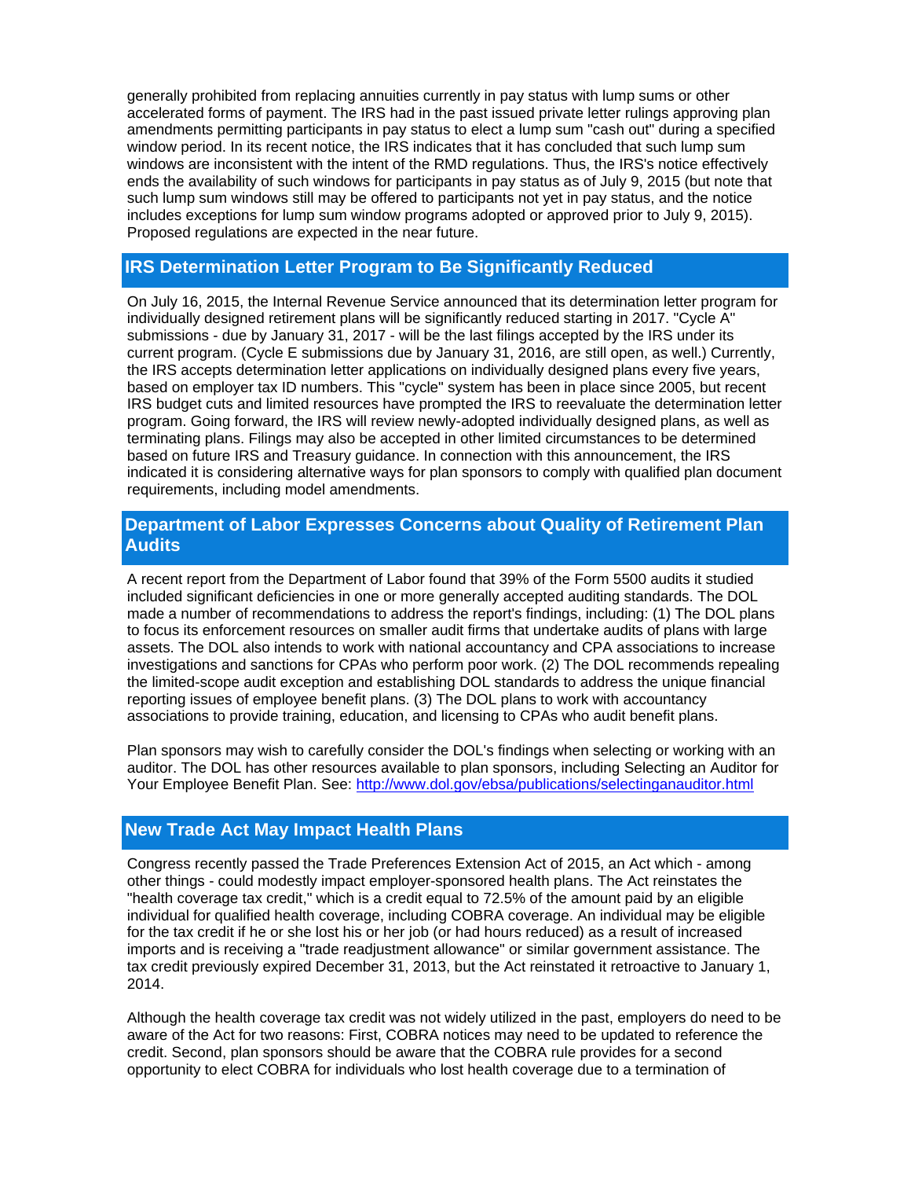generally prohibited from replacing annuities currently in pay status with lump sums or other accelerated forms of payment. The IRS had in the past issued private letter rulings approving plan amendments permitting participants in pay status to elect a lump sum "cash out" during a specified window period. In its recent notice, the IRS indicates that it has concluded that such lump sum windows are inconsistent with the intent of the RMD regulations. Thus, the IRS's notice effectively ends the availability of such windows for participants in pay status as of July 9, 2015 (but note that such lump sum windows still may be offered to participants not yet in pay status, and the notice includes exceptions for lump sum window programs adopted or approved prior to July 9, 2015). Proposed regulations are expected in the near future.

## IRS Determination Letter Program to Be Significantly Reduced

On July 16, 2015, the Internal Revenue Service announced that its determination letter program for individually designed retirement plans will be significantly reduced starting in 2017. "Cycle A" submissions - due by January 31, 2017 - will be the last filings accepted by the IRS under its current program. (Cycle E submissions due by January 31, 2016, are still open, as well.) Currently, the IRS accepts determination letter applications on individually designed plans every five years, based on employer tax ID numbers. This "cycle" system has been in place since 2005, but recent IRS budget cuts and limited resources have prompted the IRS to reevaluate the determination letter program. Going forward, the IRS will review newly-adopted individually designed plans, as well as terminating plans. Filings may also be accepted in other limited circumstances to be determined based on future IRS and Treasury guidance. In connection with this announcement, the IRS indicated it is considering alternative ways for plan sponsors to comply with qualified plan document requirements, including model amendments.

## Department of Labor Expresses Concerns about Quality of Retirement Plan Audits

A recent report from the Department of Labor found that 39% of the Form 5500 audits it studied included significant deficiencies in one or more generally accepted auditing standards. The DOL made a number of recommendations to address the report's findings, including: (1) The DOL plans to focus its enforcement resources on smaller audit firms that undertake audits of plans with large assets. The DOL also intends to work with national accountancy and CPA associations to increase investigations and sanctions for CPAs who perform poor work. (2) The DOL recommends repealing the limited-scope audit exception and establishing DOL standards to address the unique financial reporting issues of employee benefit plans. (3) The DOL plans to work with accountancy associations to provide training, education, and licensing to CPAs who audit benefit plans.

Plan sponsors may wish to carefully consider the DOL's findings when selecting or working with an auditor. The DOL has other resources available to plan sponsors, including Selecting an Auditor for Your Employee Benefit Plan. See: [http://www.dol.gov/ebsa/publications/selectinganauditor.html](http://www.dol.gov/ebsa/publications/selectinganauditor.html)

## New Trade Act May Impact Health Plans

Congress recently passed the Trade Preferences Extension Act of 2015, an Act which - among other things - could modestly impact employer-sponsored health plans. The Act reinstates the "health coverage tax credit," which is a credit equal to 72.5% of the amount paid by an eligible individual for qualified health coverage, including COBRA coverage. An individual may be eligible for the tax credit if he or she lost his or her job (or had hours reduced) as a result of increased imports and is receiving a "trade readjustment allowance" or similar government assistance. The tax credit previously expired December 31, 2013, but the Act reinstated it retroactive to January 1, 2014.

Although the health coverage tax credit was not widely utilized in the past, employers do need to be aware of the Act for two reasons: First, COBRA notices may need to be updated to reference the credit. Second, plan sponsors should be aware that the COBRA rule provides for a second opportunity to elect COBRA for individuals who lost health coverage due to a termination of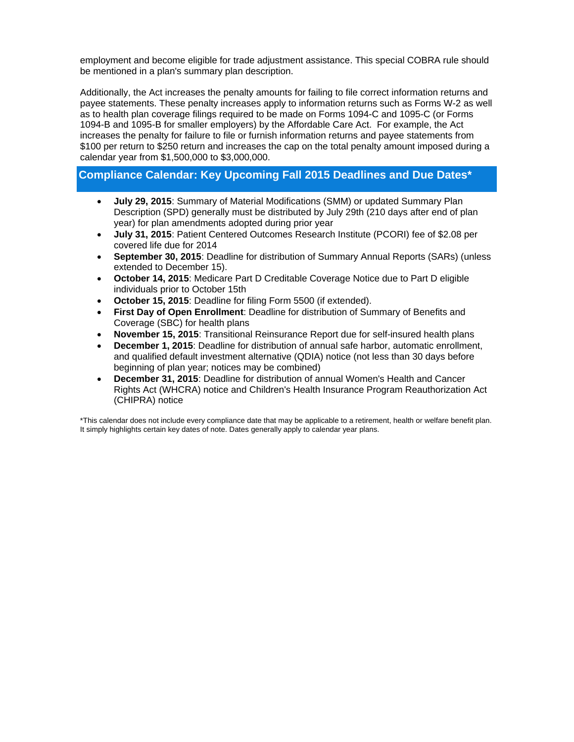employment and become eligible for trade adjustment assistance. This special COBRA rule should be mentioned in a plan's summary plan description.

Additionally, the Act increases the penalty amounts for failing to file correct information returns and payee statements. These penalty increases apply to information returns such as Forms W-2 as well as to health plan coverage filings required to be made on Forms 1094-C and 1095-C (or Forms 1094-B and 1095-B for smaller employers) by the Affordable Care Act. For example, the Act increases the penalty for failure to file or furnish information returns and payee statements from $100 per return to $250 return and increases the cap on the total penalty amount imposed during a calendar year from $1,500,000 to $3,000,000.

## Compliance Calendar: Key Upcoming Fall 2015 Deadlines and Due Dates*

- **July 29, 2015**: Summary of Material Modifications (SMM) or updated Summary Plan Description (SPD) generally must be distributed by July 29th (210 days after end of plan year) for plan amendments adopted during prior year
- **July 31, 2015**: Patient Centered Outcomes Research Institute (PCORI) fee of $2.08 per covered life due for 2014
- **September 30, 2015**: Deadline for distribution of Summary Annual Reports (SARs) (unless extended to December 15).
- **October 14, 2015**: Medicare Part D Creditable Coverage Notice due to Part D eligible individuals prior to October 15th
- **October 15, 2015**: Deadline for filing Form 5500 (if extended).
- **First Day of Open Enrollment**: Deadline for distribution of Summary of Benefits and Coverage (SBC) for health plans
- **November 15, 2015**: Transitional Reinsurance Report due for self-insured health plans
- **December 1, 2015**: Deadline for distribution of annual safe harbor, automatic enrollment, and qualified default investment alternative (QDIA) notice (not less than 30 days before beginning of plan year; notices may be combined)
- **December 31, 2015**: Deadline for distribution of annual Women's Health and Cancer Rights Act (WHCRA) notice and Children's Health Insurance Program Reauthorization Act (CHIPRA) notice

*This calendar does not include every compliance date that may be applicable to a retirement, health or welfare benefit plan. It simply highlights certain key dates of note. Dates generally apply to calendar year plans.